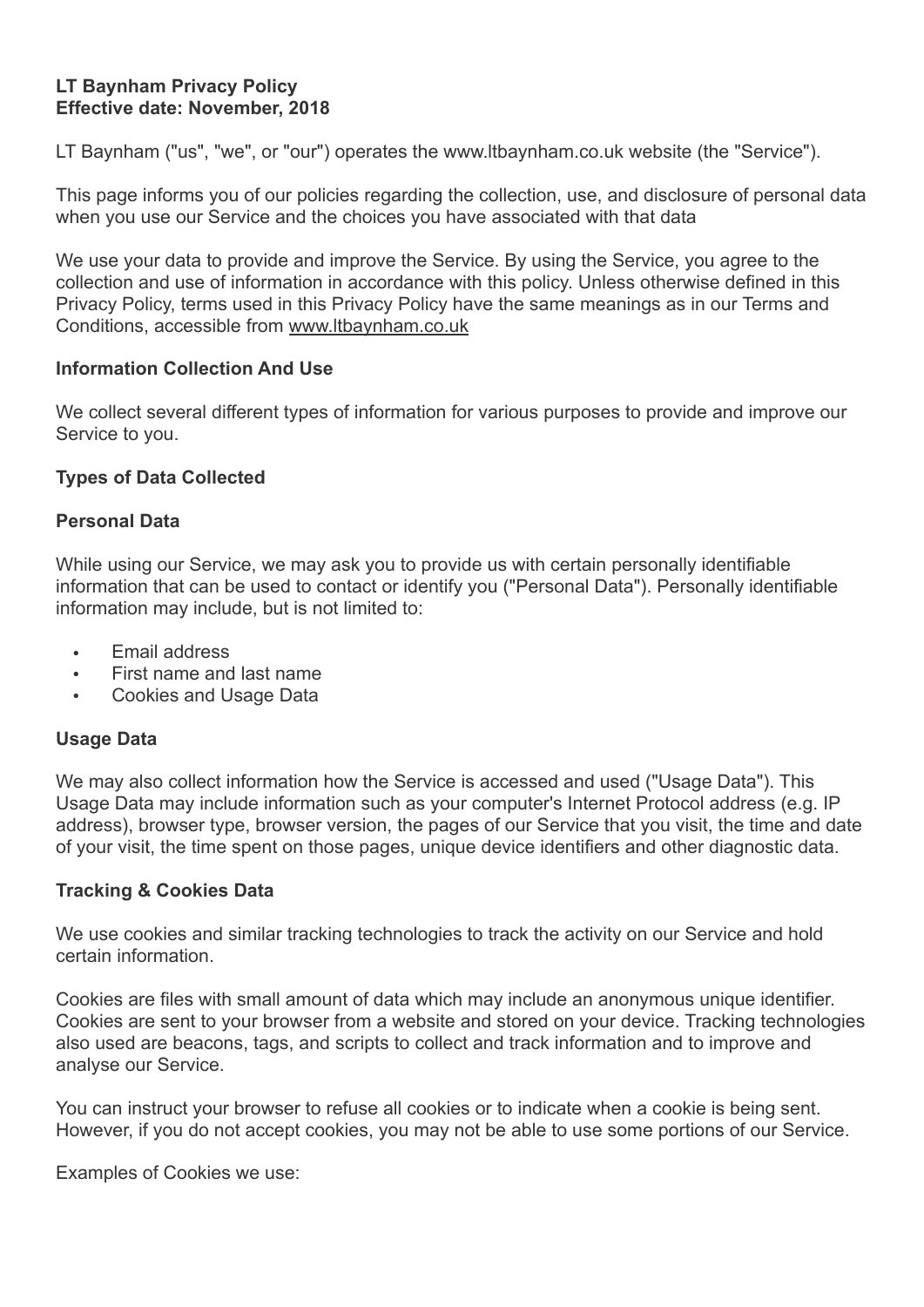**LT Baynham Privacy Policy**
**Effective date: November, 2018**

LT Baynham ("us", "we", or "our") operates the www.ltbaynham.co.uk website (the "Service").

This page informs you of our policies regarding the collection, use, and disclosure of personal data when you use our Service and the choices you have associated with that data

We use your data to provide and improve the Service. By using the Service, you agree to the collection and use of information in accordance with this policy. Unless otherwise defined in this Privacy Policy, terms used in this Privacy Policy have the same meanings as in our Terms and Conditions, accessible from www.ltbaynham.co.uk

### Information Collection And Use

We collect several different types of information for various purposes to provide and improve our Service to you.

### Types of Data Collected

#### Personal Data

While using our Service, we may ask you to provide us with certain personally identifiable information that can be used to contact or identify you ("Personal Data"). Personally identifiable information may include, but is not limited to:

- Email address
- First name and last name
- Cookies and Usage Data

#### Usage Data

We may also collect information how the Service is accessed and used ("Usage Data"). This Usage Data may include information such as your computer's Internet Protocol address (e.g. IP address), browser type, browser version, the pages of our Service that you visit, the time and date of your visit, the time spent on those pages, unique device identifiers and other diagnostic data.

#### Tracking & Cookies Data

We use cookies and similar tracking technologies to track the activity on our Service and hold certain information.

Cookies are files with small amount of data which may include an anonymous unique identifier. Cookies are sent to your browser from a website and stored on your device. Tracking technologies also used are beacons, tags, and scripts to collect and track information and to improve and analyse our Service.

You can instruct your browser to refuse all cookies or to indicate when a cookie is being sent. However, if you do not accept cookies, you may not be able to use some portions of our Service.

Examples of Cookies we use: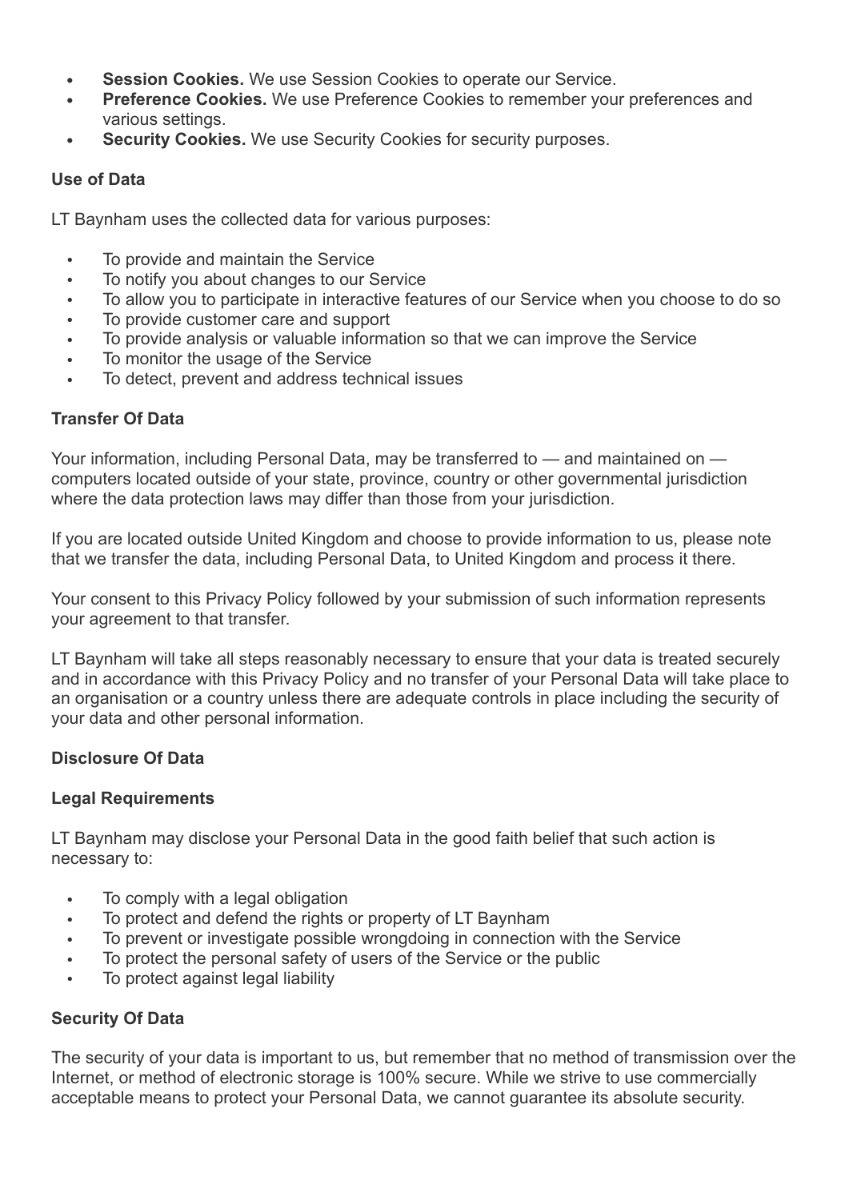- **Session Cookies.** We use Session Cookies to operate our Service.
- **Preference Cookies.** We use Preference Cookies to remember your preferences and various settings.
- **Security Cookies.** We use Security Cookies for security purposes.

**Use of Data**

LT Baynham uses the collected data for various purposes:

- To provide and maintain the Service
- To notify you about changes to our Service
- To allow you to participate in interactive features of our Service when you choose to do so
- To provide customer care and support
- To provide analysis or valuable information so that we can improve the Service
- To monitor the usage of the Service
- To detect, prevent and address technical issues

**Transfer Of Data**

Your information, including Personal Data, may be transferred to — and maintained on — computers located outside of your state, province, country or other governmental jurisdiction where the data protection laws may differ than those from your jurisdiction.

If you are located outside United Kingdom and choose to provide information to us, please note that we transfer the data, including Personal Data, to United Kingdom and process it there.

Your consent to this Privacy Policy followed by your submission of such information represents your agreement to that transfer.

LT Baynham will take all steps reasonably necessary to ensure that your data is treated securely and in accordance with this Privacy Policy and no transfer of your Personal Data will take place to an organisation or a country unless there are adequate controls in place including the security of your data and other personal information.

**Disclosure Of Data**

**Legal Requirements**

LT Baynham may disclose your Personal Data in the good faith belief that such action is necessary to:

- To comply with a legal obligation
- To protect and defend the rights or property of LT Baynham
- To prevent or investigate possible wrongdoing in connection with the Service
- To protect the personal safety of users of the Service or the public
- To protect against legal liability

**Security Of Data**

The security of your data is important to us, but remember that no method of transmission over the Internet, or method of electronic storage is 100% secure. While we strive to use commercially acceptable means to protect your Personal Data, we cannot guarantee its absolute security.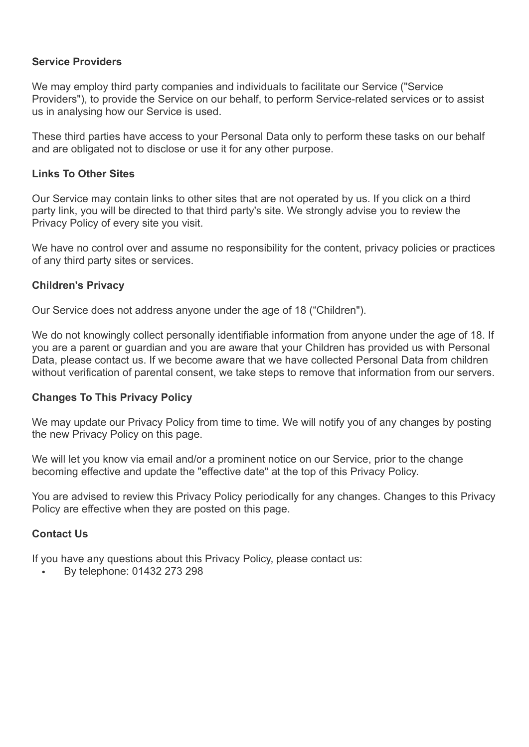**Service Providers**

We may employ third party companies and individuals to facilitate our Service ("Service Providers"), to provide the Service on our behalf, to perform Service-related services or to assist us in analysing how our Service is used.

These third parties have access to your Personal Data only to perform these tasks on our behalf and are obligated not to disclose or use it for any other purpose.

**Links To Other Sites**

Our Service may contain links to other sites that are not operated by us. If you click on a third party link, you will be directed to that third party's site. We strongly advise you to review the Privacy Policy of every site you visit.

We have no control over and assume no responsibility for the content, privacy policies or practices of any third party sites or services.

**Children's Privacy**

Our Service does not address anyone under the age of 18 (“Children").

We do not knowingly collect personally identifiable information from anyone under the age of 18. If you are a parent or guardian and you are aware that your Children has provided us with Personal Data, please contact us. If we become aware that we have collected Personal Data from children without verification of parental consent, we take steps to remove that information from our servers.

**Changes To This Privacy Policy**

We may update our Privacy Policy from time to time. We will notify you of any changes by posting the new Privacy Policy on this page.

We will let you know via email and/or a prominent notice on our Service, prior to the change becoming effective and update the "effective date" at the top of this Privacy Policy.

You are advised to review this Privacy Policy periodically for any changes. Changes to this Privacy Policy are effective when they are posted on this page.

**Contact Us**

If you have any questions about this Privacy Policy, please contact us:

- By telephone: 01432 273 298